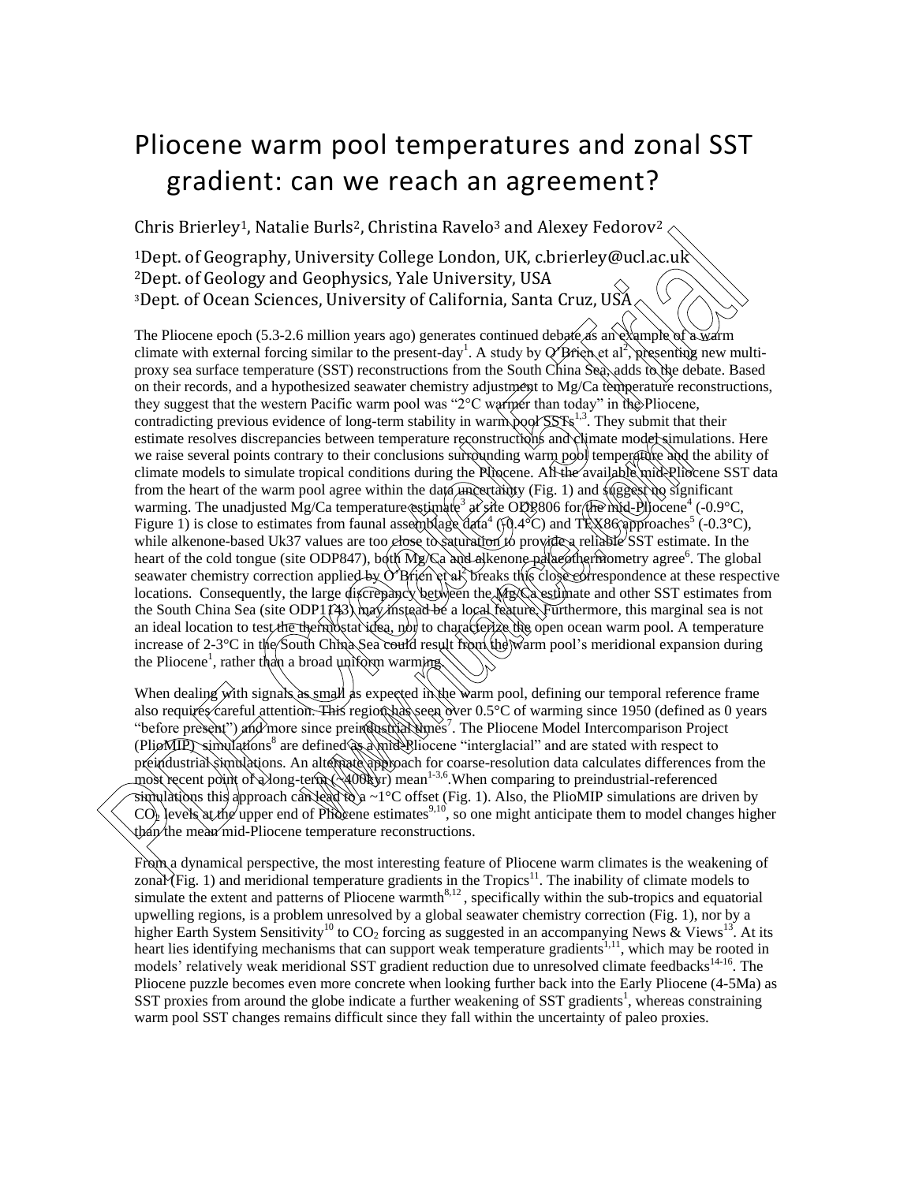# Pliocene warm pool temperatures and zonal SST gradient: can we reach an agreement?

Chris Brierley[1], Natalie Burls[2], Christina Ravelo[3] and Alexey Fedorov[2]

[1]Dept. of Geography, University College London, UK, c.brierley@ucl.ac.uk
[2]Dept. of Geology and Geophysics, Yale University, USA
[3]Dept. of Ocean Sciences, University of California, Santa Cruz, USA

The Pliocene epoch (5.3-2.6 million years ago) generates continued debate as an example of a warm climate with external forcing similar to the present-day[1]. A study by O'Brien et al[2], presenting new multi-proxy sea surface temperature (SST) reconstructions from the South China Sea, adds to the debate. Based on their records, and a hypothesized seawater chemistry adjustment to Mg/Ca temperature reconstructions, they suggest that the western Pacific warm pool was "2°C warmer than today" in the Pliocene, contradicting previous evidence of long-term stability in warm pool SSTs[1,3]. They submit that their estimate resolves discrepancies between temperature reconstructions and climate model simulations. Here we raise several points contrary to their conclusions surrounding warm pool temperature and the ability of climate models to simulate tropical conditions during the Pliocene. All the available mid-Pliocene SST data from the heart of the warm pool agree within the data uncertainty (Fig. 1) and suggest no significant warming. The unadjusted Mg/Ca temperature estimate[3] at site ODP806 for the mid-Pliocene[4] (-0.9°C, Figure 1) is close to estimates from faunal assemblage data[4] (-0.4°C) and TEX86 approaches[5] (-0.3°C), while alkenone-based Uk37 values are too close to saturation to provide a reliable SST estimate. In the heart of the cold tongue (site ODP847), both Mg/Ca and alkenone palaeothermometry agree[6]. The global seawater chemistry correction applied by O'Brien et al[2] breaks this close correspondence at these respective locations. Consequently, the large discrepancy between the Mg/Ca estimate and other SST estimates from the South China Sea (site ODP1143) may instead be a local feature. Furthermore, this marginal sea is not an ideal location to test the thermostat idea, nor to characterize the open ocean warm pool. A temperature increase of 2-3°C in the South China Sea could result from the warm pool's meridional expansion during the Pliocene[1], rather than a broad uniform warming.

When dealing with signals as small as expected in the warm pool, defining our temporal reference frame also requires careful attention. This region has seen over 0.5°C of warming since 1950 (defined as 0 years "before present") and more since preindustrial times[7]. The Pliocene Model Intercomparison Project (PlioMIP) simulations[8] are defined as a mid-Pliocene "interglacial" and are stated with respect to preindustrial simulations. An alternate approach for coarse-resolution data calculates differences from the most recent point of a long-term (~400kyr) mean[1-3,6]. When comparing to preindustrial-referenced simulations this approach can lead to a ~1°C offset (Fig. 1). Also, the PlioMIP simulations are driven by $CO_2$ levels at the upper end of Pliocene estimates[9,10], so one might anticipate them to model changes higher than the mean mid-Pliocene temperature reconstructions.

From a dynamical perspective, the most interesting feature of Pliocene warm climates is the weakening of zonal (Fig. 1) and meridional temperature gradients in the Tropics[11]. The inability of climate models to simulate the extent and patterns of Pliocene warmth[8,12], specifically within the sub-tropics and equatorial upwelling regions, is a problem unresolved by a global seawater chemistry correction (Fig. 1), nor by a higher Earth System Sensitivity[10] to $CO_2$ forcing as suggested in an accompanying News & Views[13]. At its heart lies identifying mechanisms that can support weak temperature gradients[1,11], which may be rooted in models' relatively weak meridional SST gradient reduction due to unresolved climate feedbacks[14-16]. The Pliocene puzzle becomes even more concrete when looking further back into the Early Pliocene (4-5Ma) as SST proxies from around the globe indicate a further weakening of SST gradients[1], whereas constraining warm pool SST changes remains difficult since they fall within the uncertainty of paleo proxies.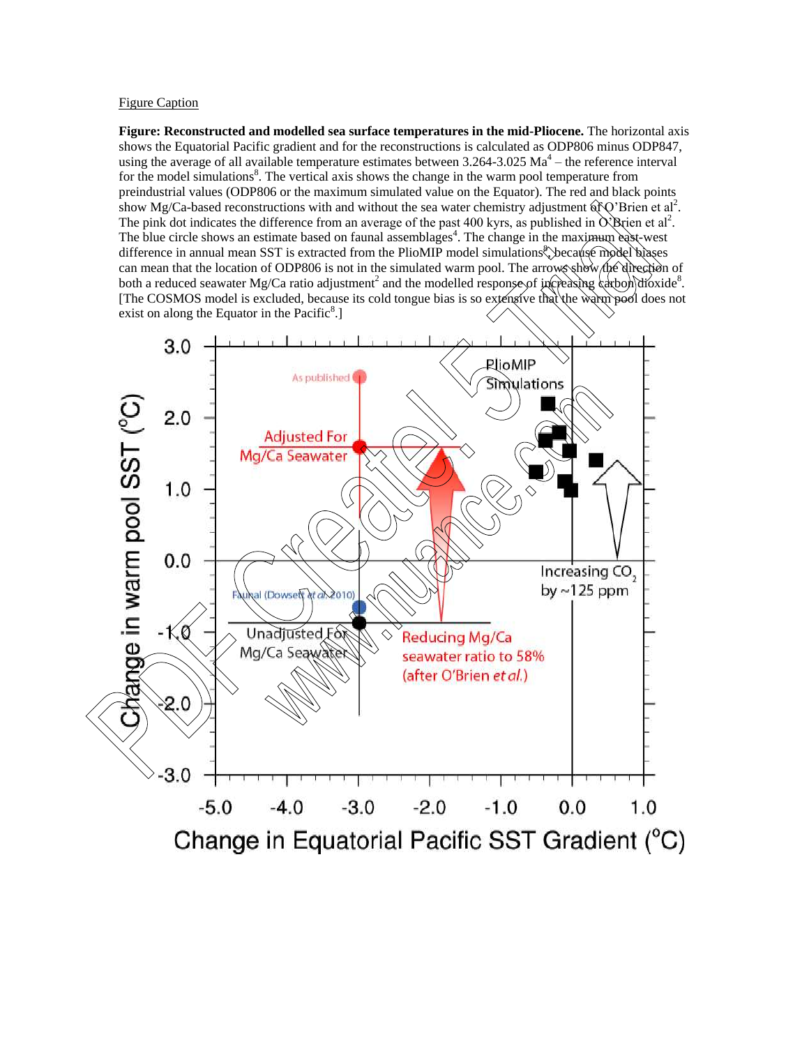Figure Caption

**Figure: Reconstructed and modelled sea surface temperatures in the mid-Pliocene.** The horizontal axis shows the Equatorial Pacific gradient and for the reconstructions is calculated as ODP806 minus ODP847, using the average of all available temperature estimates between 3.264-3.025 Ma[4] – the reference interval for the model simulations[8]. The vertical axis shows the change in the warm pool temperature from preindustrial values (ODP806 or the maximum simulated value on the Equator). The red and black points show Mg/Ca-based reconstructions with and without the sea water chemistry adjustment of O'Brien et al[2]. The pink dot indicates the difference from an average of the past 400 kyrs, as published in O'Brien et al[2]. The blue circle shows an estimate based on faunal assemblages[4]. The change in the maximum east-west difference in annual mean SST is extracted from the PlioMIP model simulations[8], because model biases can mean that the location of ODP806 is not in the simulated warm pool. The arrows show the direction of both a reduced seawater Mg/Ca ratio adjustment[2] and the modelled response of increasing carbon dioxide[8]. [The COSMOS model is excluded, because its cold tongue bias is so extensive that the warm pool does not exist on along the Equator in the Pacific[8].]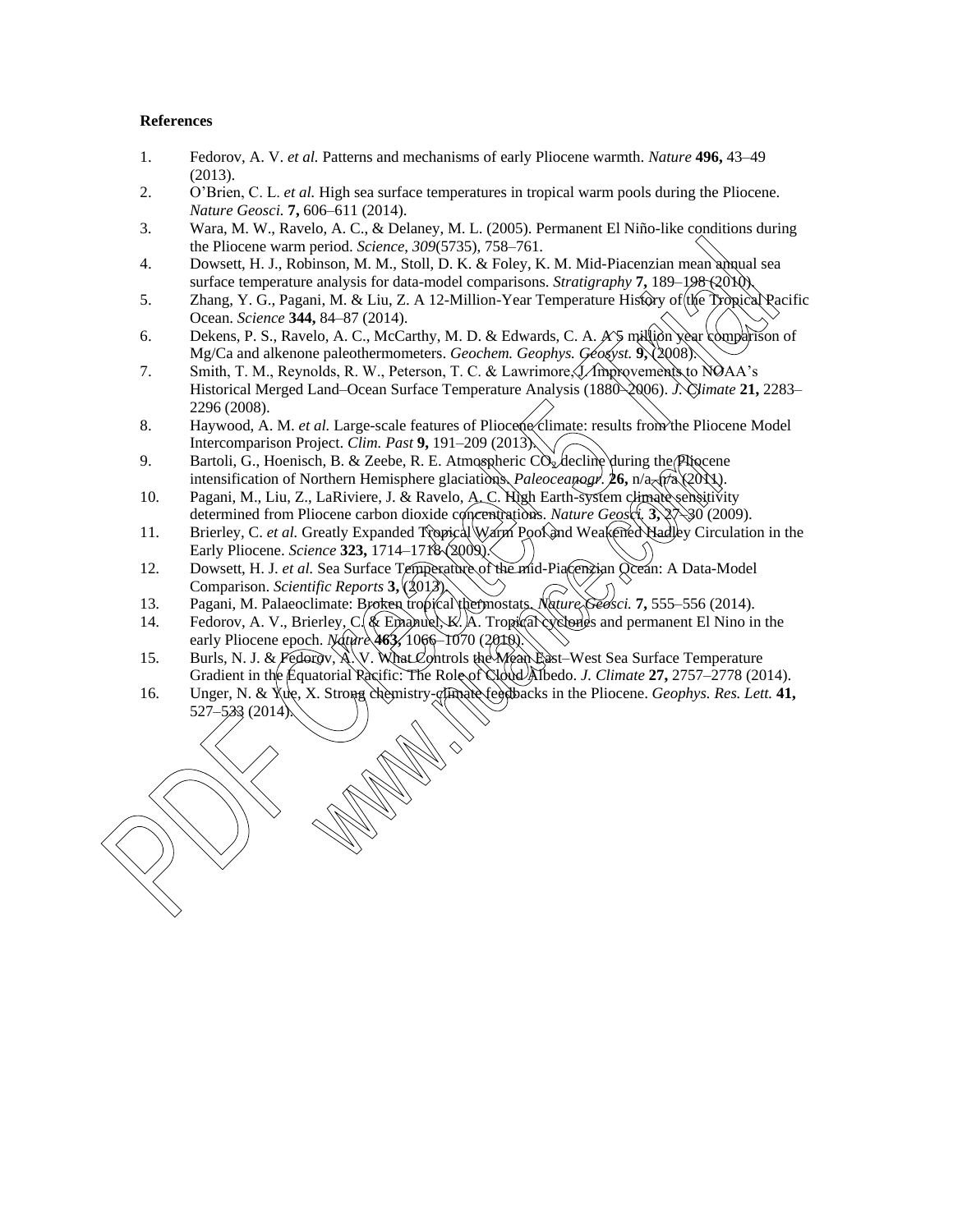**References**

1. Fedorov, A. V. *et al.* Patterns and mechanisms of early Pliocene warmth. *Nature* **496,** 43–49 (2013).
2. O'Brien, C. L. *et al.* High sea surface temperatures in tropical warm pools during the Pliocene. *Nature Geosci.* **7,** 606–611 (2014).
3. Wara, M. W., Ravelo, A. C., & Delaney, M. L. (2005). Permanent El Niño-like conditions during the Pliocene warm period. *Science*, *309*(5735), 758–761.
4. Dowsett, H. J., Robinson, M. M., Stoll, D. K. & Foley, K. M. Mid-Piacenzian mean annual sea surface temperature analysis for data-model comparisons. *Stratigraphy* **7,** 189–198 (2010).
5. Zhang, Y. G., Pagani, M. & Liu, Z. A 12-Million-Year Temperature History of the Tropical Pacific Ocean. *Science* **344,** 84–87 (2014).
6. Dekens, P. S., Ravelo, A. C., McCarthy, M. D. & Edwards, C. A. A 5 million year comparison of Mg/Ca and alkenone paleothermometers. *Geochem. Geophys. Geosyst.* **9,** (2008).
7. Smith, T. M., Reynolds, R. W., Peterson, T. C. & Lawrimore, J. Improvements to NOAA's Historical Merged Land–Ocean Surface Temperature Analysis (1880–2006). *J. Climate* **21,** 2283–2296 (2008).
8. Haywood, A. M. *et al.* Large-scale features of Pliocene climate: results from the Pliocene Model Intercomparison Project. *Clim. Past* **9,** 191–209 (2013).
9. Bartoli, G., Hoenisch, B. & Zeebe, R. E. Atmospheric $CO_2$ decline during the Pliocene intensification of Northern Hemisphere glaciations. *Paleoceanogr.* **26,** n/a–n/a (2011).
10. Pagani, M., Liu, Z., LaRiviere, J. & Ravelo, A. C. High Earth-system climate sensitivity determined from Pliocene carbon dioxide concentrations. *Nature Geosci.* **3,** 27–30 (2009).
11. Brierley, C. *et al.* Greatly Expanded Tropical Warm Pool and Weakened Hadley Circulation in the Early Pliocene. *Science* **323,** 1714–1718 (2009).
12. Dowsett, H. J. *et al.* Sea Surface Temperature of the mid-Piacenzian Ocean: A Data-Model Comparison. *Scientific Reports* **3,** (2013).
13. Pagani, M. Palaeoclimate: Broken tropical thermostats. *Nature Geosci.* **7,** 555–556 (2014).
14. Fedorov, A. V., Brierley, C. & Emanuel, K. A. Tropical cyclones and permanent El Nino in the early Pliocene epoch. *Nature* **463,** 1066–1070 (2010).
15. Burls, N. J. & Fedorov, A. V. What Controls the Mean East–West Sea Surface Temperature Gradient in the Equatorial Pacific: The Role of Cloud Albedo. *J. Climate* **27,** 2757–2778 (2014).
16. Unger, N. & Yue, X. Strong chemistry-climate feedbacks in the Pliocene. *Geophys. Res. Lett.* **41,** 527–533 (2014).